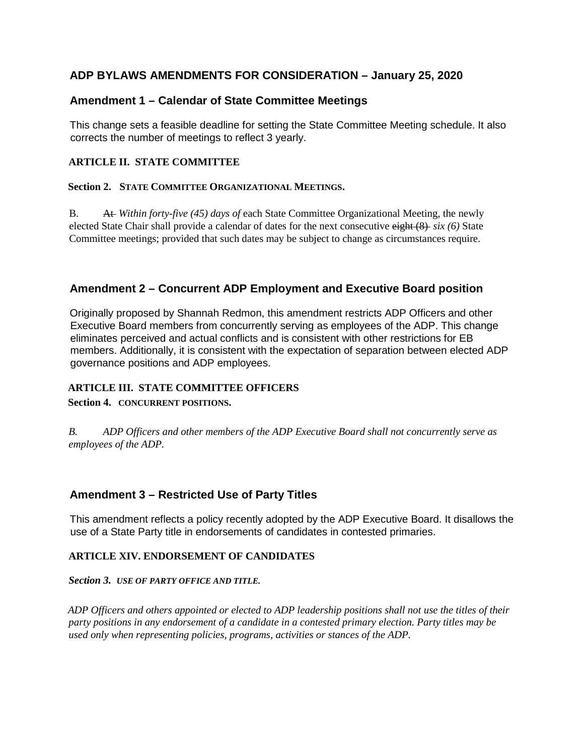## ADP BYLAWS AMENDMENTS FOR CONSIDERATION – January 25, 2020

### Amendment 1 – Calendar of State Committee Meetings

This change sets a feasible deadline for setting the State Committee Meeting schedule. It also corrects the number of meetings to reflect 3 yearly.

**ARTICLE II. STATE COMMITTEE**

**Section 2. STATE COMMITTEE ORGANIZATIONAL MEETINGS.**

B. ~~At~~ *Within forty-five (45) days of* each State Committee Organizational Meeting, the newly elected State Chair shall provide a calendar of dates for the next consecutive ~~eight (8)~~ *six (6)* State Committee meetings; provided that such dates may be subject to change as circumstances require.

### Amendment 2 – Concurrent ADP Employment and Executive Board position

Originally proposed by Shannah Redmon, this amendment restricts ADP Officers and other Executive Board members from concurrently serving as employees of the ADP. This change eliminates perceived and actual conflicts and is consistent with other restrictions for EB members. Additionally, it is consistent with the expectation of separation between elected ADP governance positions and ADP employees.

**ARTICLE III. STATE COMMITTEE OFFICERS**

**Section 4. CONCURRENT POSITIONS.**

*B. ADP Officers and other members of the ADP Executive Board shall not concurrently serve as employees of the ADP.*

### Amendment 3 – Restricted Use of Party Titles

This amendment reflects a policy recently adopted by the ADP Executive Board. It disallows the use of a State Party title in endorsements of candidates in contested primaries.

**ARTICLE XIV. ENDORSEMENT OF CANDIDATES**

***Section 3. USE OF PARTY OFFICE AND TITLE.***

*ADP Officers and others appointed or elected to ADP leadership positions shall not use the titles of their party positions in any endorsement of a candidate in a contested primary election. Party titles may be used only when representing policies, programs, activities or stances of the ADP.*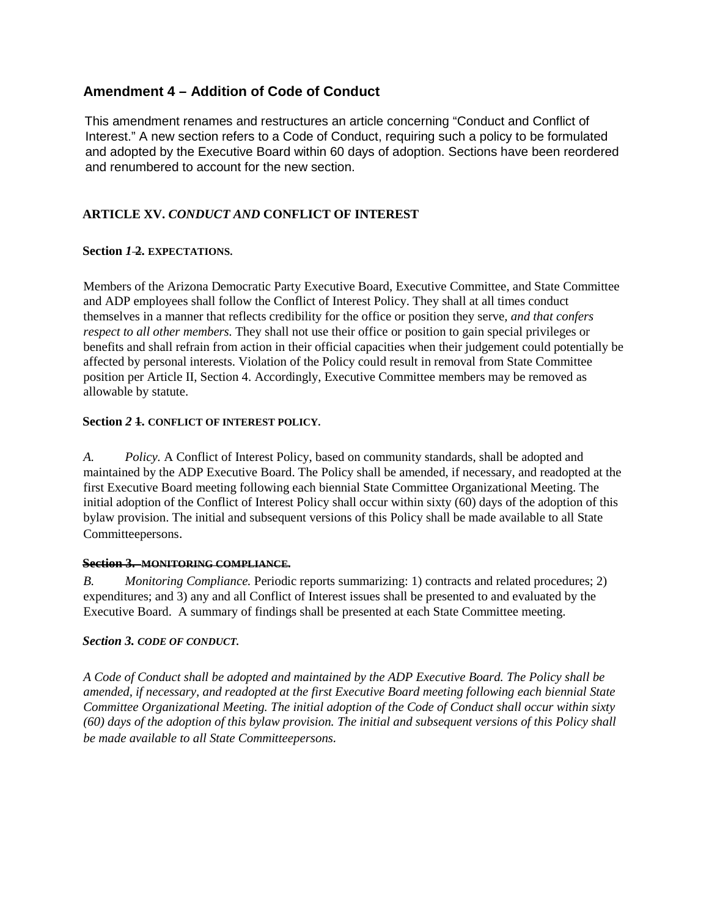## Amendment 4 – Addition of Code of Conduct

This amendment renames and restructures an article concerning “Conduct and Conflict of Interest.” A new section refers to a Code of Conduct, requiring such a policy to be formulated and adopted by the Executive Board within 60 days of adoption. Sections have been reordered and renumbered to account for the new section.

### ARTICLE XV. *CONDUCT AND* CONFLICT OF INTEREST

**Section *1* ~~2~~. EXPECTATIONS.**

Members of the Arizona Democratic Party Executive Board, Executive Committee, and State Committee and ADP employees shall follow the Conflict of Interest Policy. They shall at all times conduct themselves in a manner that reflects credibility for the office or position they serve*, and that confers respect to all other members.* They shall not use their office or position to gain special privileges or benefits and shall refrain from action in their official capacities when their judgement could potentially be affected by personal interests. Violation of the Policy could result in removal from State Committee position per Article II, Section 4. Accordingly, Executive Committee members may be removed as allowable by statute.

**Section *2* ~~1~~. CONFLICT OF INTEREST POLICY.**

*A.* *Policy.* A Conflict of Interest Policy, based on community standards, shall be adopted and maintained by the ADP Executive Board. The Policy shall be amended, if necessary, and readopted at the first Executive Board meeting following each biennial State Committee Organizational Meeting. The initial adoption of the Conflict of Interest Policy shall occur within sixty (60) days of the adoption of this bylaw provision. The initial and subsequent versions of this Policy shall be made available to all State Committeepersons.

~~**Section 3. MONITORING COMPLIANCE.**~~

*B.* *Monitoring Compliance.* Periodic reports summarizing: 1) contracts and related procedures; 2) expenditures; and 3) any and all Conflict of Interest issues shall be presented to and evaluated by the Executive Board. A summary of findings shall be presented at each State Committee meeting.

***Section 3. CODE OF CONDUCT.***

*A Code of Conduct shall be adopted and maintained by the ADP Executive Board. The Policy shall be amended, if necessary, and readopted at the first Executive Board meeting following each biennial State Committee Organizational Meeting. The initial adoption of the Code of Conduct shall occur within sixty (60) days of the adoption of this bylaw provision. The initial and subsequent versions of this Policy shall be made available to all State Committeepersons.*